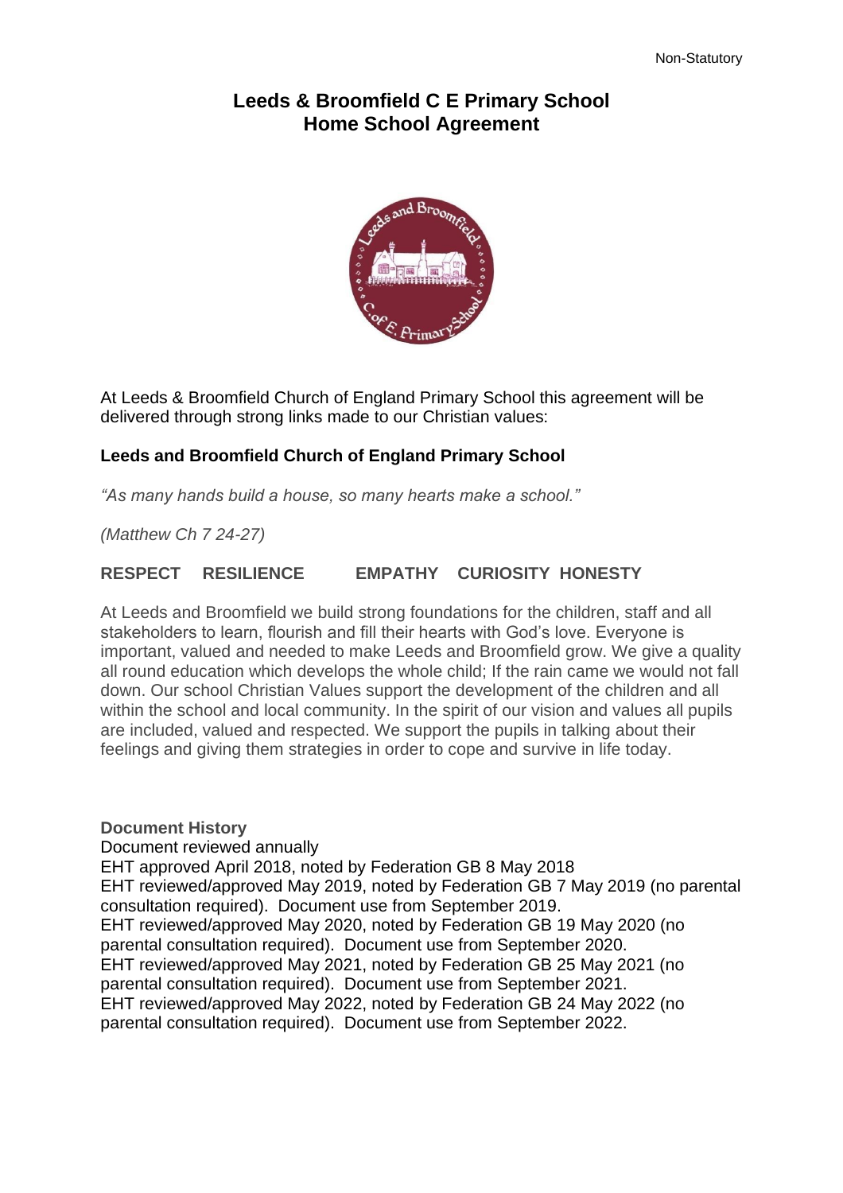Non-Statutory

# Leeds & Broomfield C E Primary School
# Home School Agreement

At Leeds & Broomfield Church of England Primary School this agreement will be delivered through strong links made to our Christian values:

**Leeds and Broomfield Church of England Primary School**

*"As many hands build a house, so many hearts make a school."*

*(Matthew Ch 7 24-27)*

**RESPECT RESILIENCE EMPATHY CURIOSITY HONESTY**

At Leeds and Broomfield we build strong foundations for the children, staff and all stakeholders to learn, flourish and fill their hearts with God's love. Everyone is important, valued and needed to make Leeds and Broomfield grow. We give a quality all round education which develops the whole child; If the rain came we would not fall down. Our school Christian Values support the development of the children and all within the school and local community. In the spirit of our vision and values all pupils are included, valued and respected. We support the pupils in talking about their feelings and giving them strategies in order to cope and survive in life today.

**Document History**

Document reviewed annually

EHT approved April 2018, noted by Federation GB 8 May 2018

EHT reviewed/approved May 2019, noted by Federation GB 7 May 2019 (no parental consultation required). Document use from September 2019.

EHT reviewed/approved May 2020, noted by Federation GB 19 May 2020 (no parental consultation required). Document use from September 2020.

EHT reviewed/approved May 2021, noted by Federation GB 25 May 2021 (no parental consultation required). Document use from September 2021.

EHT reviewed/approved May 2022, noted by Federation GB 24 May 2022 (no parental consultation required). Document use from September 2022.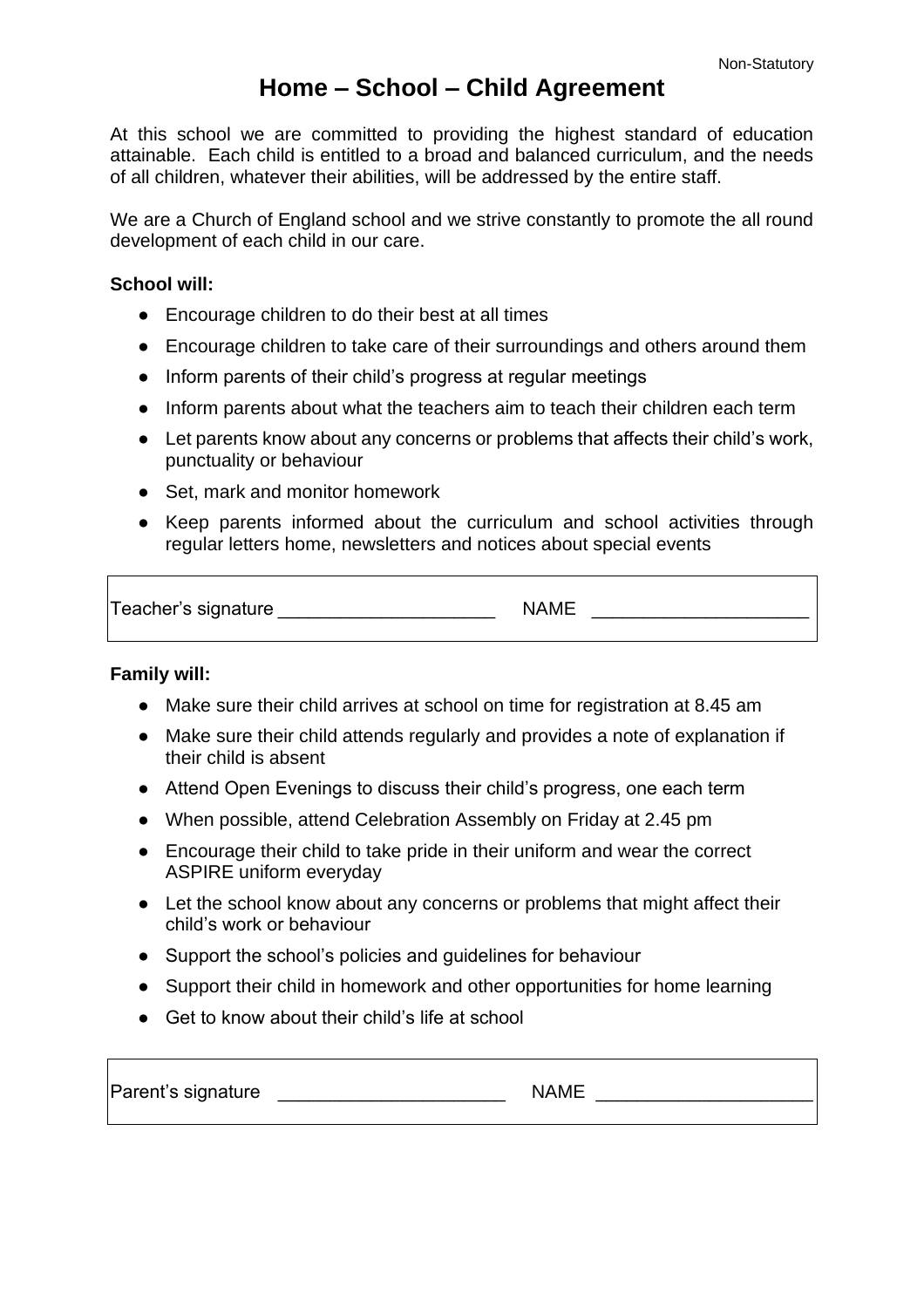Non-Statutory

# Home – School – Child Agreement

At this school we are committed to providing the highest standard of education attainable. Each child is entitled to a broad and balanced curriculum, and the needs of all children, whatever their abilities, will be addressed by the entire staff.

We are a Church of England school and we strive constantly to promote the all round development of each child in our care.

**School will:**

- Encourage children to do their best at all times
- Encourage children to take care of their surroundings and others around them
- Inform parents of their child's progress at regular meetings
- Inform parents about what the teachers aim to teach their children each term
- Let parents know about any concerns or problems that affects their child's work, punctuality or behaviour
- Set, mark and monitor homework
- Keep parents informed about the curriculum and school activities through regular letters home, newsletters and notices about special events

Teacher's signature ____________________ NAME ____________________

**Family will:**

- Make sure their child arrives at school on time for registration at 8.45 am
- Make sure their child attends regularly and provides a note of explanation if their child is absent
- Attend Open Evenings to discuss their child's progress, one each term
- When possible, attend Celebration Assembly on Friday at 2.45 pm
- Encourage their child to take pride in their uniform and wear the correct ASPIRE uniform everyday
- Let the school know about any concerns or problems that might affect their child's work or behaviour
- Support the school's policies and guidelines for behaviour
- Support their child in homework and other opportunities for home learning
- Get to know about their child's life at school

Parent's signature ____________________ NAME ____________________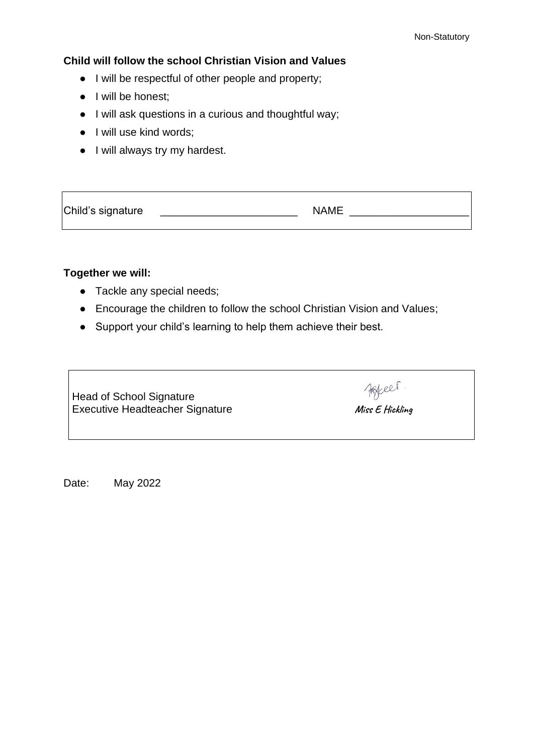Non-Statutory

**Child will follow the school Christian Vision and Values**

- I will be respectful of other people and property;
- I will be honest;
- I will ask questions in a curious and thoughtful way;
- I will use kind words;
- I will always try my hardest.

| | | | |
|---|---|---|---|
| Child's signature | ______________________ | NAME | ___________________ |

**Together we will:**

- Tackle any special needs;
- Encourage the children to follow the school Christian Vision and Values;
- Support your child's learning to help them achieve their best.

| | |
|---|---|
| Head of School Signature<br>Executive Headteacher Signature | Miss E Hickling |

Date: May 2022